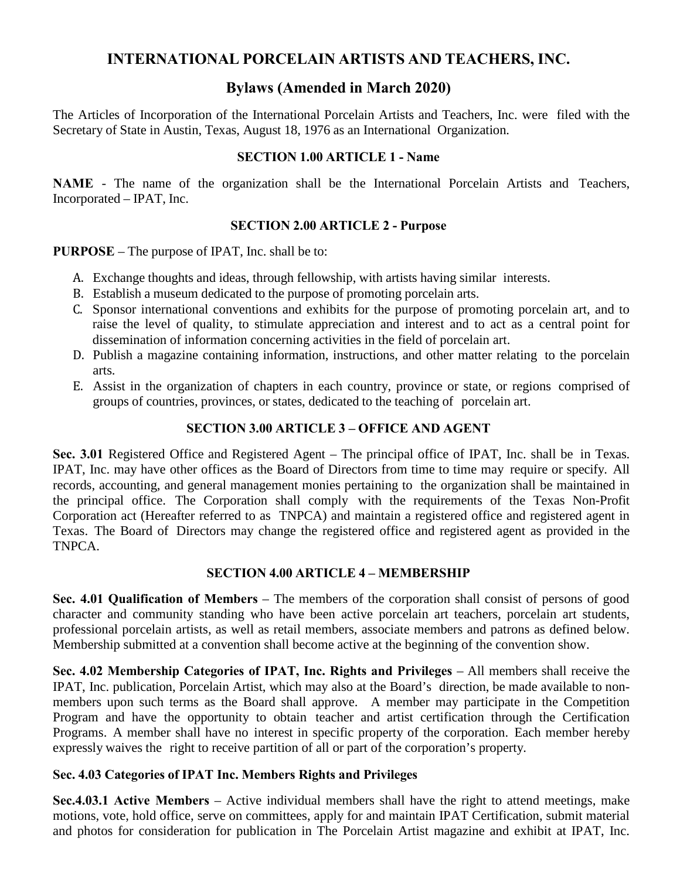# INTERNATIONAL PORCELAIN ARTISTS AND TEACHERS, INC.

## Bylaws (Amended in March 2020)

The Articles of Incorporation of the International Porcelain Artists and Teachers, Inc. were filed with the Secretary of State in Austin, Texas, August 18, 1976 as an International Organization.

### SECTION 1.00 ARTICLE 1 - Name

**NAME** - The name of the organization shall be the International Porcelain Artists and Teachers, Incorporated – IPAT, Inc.

### SECTION 2.00 ARTICLE 2 - Purpose

**PURPOSE** – The purpose of IPAT, Inc. shall be to:

A. Exchange thoughts and ideas, through fellowship, with artists having similar interests.
B. Establish a museum dedicated to the purpose of promoting porcelain arts.
C. Sponsor international conventions and exhibits for the purpose of promoting porcelain art, and to raise the level of quality, to stimulate appreciation and interest and to act as a central point for dissemination of information concerning activities in the field of porcelain art.
D. Publish a magazine containing information, instructions, and other matter relating to the porcelain arts.
E. Assist in the organization of chapters in each country, province or state, or regions comprised of groups of countries, provinces, or states, dedicated to the teaching of porcelain art.

### SECTION 3.00 ARTICLE 3 – OFFICE AND AGENT

**Sec. 3.01** Registered Office and Registered Agent – The principal office of IPAT, Inc. shall be in Texas. IPAT, Inc. may have other offices as the Board of Directors from time to time may require or specify. All records, accounting, and general management monies pertaining to the organization shall be maintained in the principal office. The Corporation shall comply with the requirements of the Texas Non-Profit Corporation act (Hereafter referred to as TNPCA) and maintain a registered office and registered agent in Texas. The Board of Directors may change the registered office and registered agent as provided in the TNPCA.

### SECTION 4.00 ARTICLE 4 – MEMBERSHIP

**Sec. 4.01 Qualification of Members** – The members of the corporation shall consist of persons of good character and community standing who have been active porcelain art teachers, porcelain art students, professional porcelain artists, as well as retail members, associate members and patrons as defined below. Membership submitted at a convention shall become active at the beginning of the convention show.

**Sec. 4.02 Membership Categories of IPAT, Inc. Rights and Privileges** – All members shall receive the IPAT, Inc. publication, Porcelain Artist, which may also at the Board's direction, be made available to non-members upon such terms as the Board shall approve. A member may participate in the Competition Program and have the opportunity to obtain teacher and artist certification through the Certification Programs. A member shall have no interest in specific property of the corporation. Each member hereby expressly waives the right to receive partition of all or part of the corporation's property.

#### Sec. 4.03 Categories of IPAT Inc. Members Rights and Privileges

**Sec.4.03.1 Active Members** – Active individual members shall have the right to attend meetings, make motions, vote, hold office, serve on committees, apply for and maintain IPAT Certification, submit material and photos for consideration for publication in The Porcelain Artist magazine and exhibit at IPAT, Inc.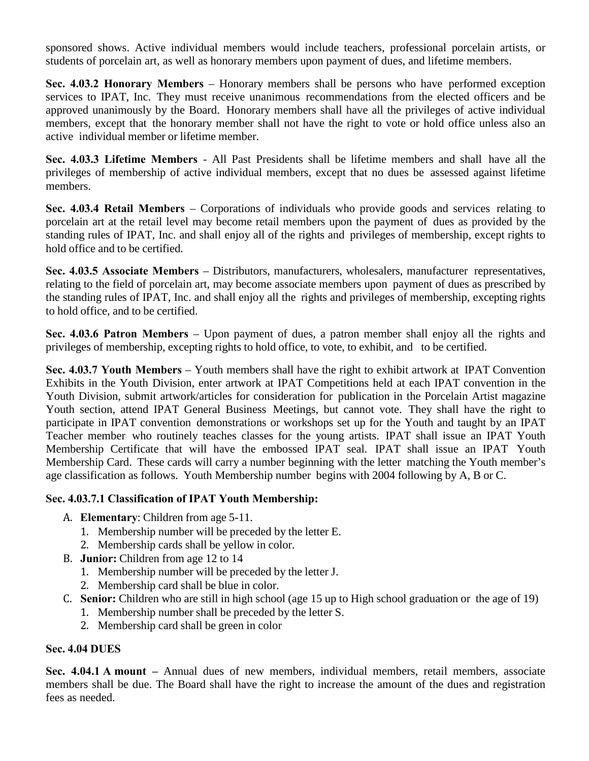sponsored shows. Active individual members would include teachers, professional porcelain artists, or students of porcelain art, as well as honorary members upon payment of dues, and lifetime members.

**Sec. 4.03.2 Honorary Members** – Honorary members shall be persons who have performed exception services to IPAT, Inc. They must receive unanimous recommendations from the elected officers and be approved unanimously by the Board. Honorary members shall have all the privileges of active individual members, except that the honorary member shall not have the right to vote or hold office unless also an active individual member or lifetime member.

**Sec. 4.03.3 Lifetime Members** - All Past Presidents shall be lifetime members and shall have all the privileges of membership of active individual members, except that no dues be assessed against lifetime members.

**Sec. 4.03.4 Retail Members** – Corporations of individuals who provide goods and services relating to porcelain art at the retail level may become retail members upon the payment of dues as provided by the standing rules of IPAT, Inc. and shall enjoy all of the rights and privileges of membership, except rights to hold office and to be certified.

**Sec. 4.03.5 Associate Members** – Distributors, manufacturers, wholesalers, manufacturer representatives, relating to the field of porcelain art, may become associate members upon payment of dues as prescribed by the standing rules of IPAT, Inc. and shall enjoy all the rights and privileges of membership, excepting rights to hold office, and to be certified.

**Sec. 4.03.6 Patron Members** – Upon payment of dues, a patron member shall enjoy all the rights and privileges of membership, excepting rights to hold office, to vote, to exhibit, and to be certified.

**Sec. 4.03.7 Youth Members** – Youth members shall have the right to exhibit artwork at IPAT Convention Exhibits in the Youth Division, enter artwork at IPAT Competitions held at each IPAT convention in the Youth Division, submit artwork/articles for consideration for publication in the Porcelain Artist magazine Youth section, attend IPAT General Business Meetings, but cannot vote. They shall have the right to participate in IPAT convention demonstrations or workshops set up for the Youth and taught by an IPAT Teacher member who routinely teaches classes for the young artists. IPAT shall issue an IPAT Youth Membership Certificate that will have the embossed IPAT seal. IPAT shall issue an IPAT Youth Membership Card. These cards will carry a number beginning with the letter matching the Youth member's age classification as follows. Youth Membership number begins with 2004 following by A, B or C.

**Sec. 4.03.7.1 Classification of IPAT Youth Membership:**

A. **Elementary**: Children from age 5-11.
   1. Membership number will be preceded by the letter E.
   2. Membership cards shall be yellow in color.
B. **Junior:** Children from age 12 to 14
   1. Membership number will be preceded by the letter J.
   2. Membership card shall be blue in color.
C. **Senior:** Children who are still in high school (age 15 up to High school graduation or the age of 19)
   1. Membership number shall be preceded by the letter S.
   2. Membership card shall be green in color

**Sec. 4.04 DUES**

**Sec. 4.04.1 A mount –** Annual dues of new members, individual members, retail members, associate members shall be due. The Board shall have the right to increase the amount of the dues and registration fees as needed.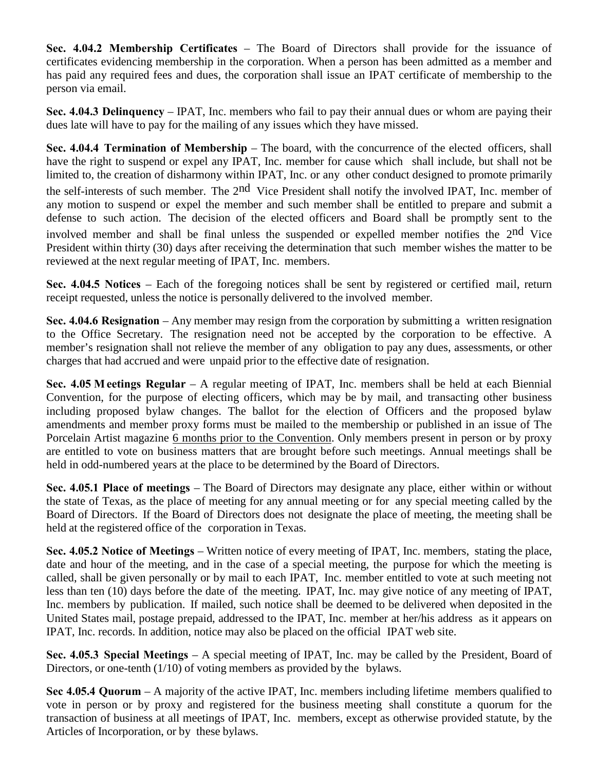**Sec. 4.04.2 Membership Certificates** – The Board of Directors shall provide for the issuance of certificates evidencing membership in the corporation. When a person has been admitted as a member and has paid any required fees and dues, the corporation shall issue an IPAT certificate of membership to the person via email.

**Sec. 4.04.3 Delinquency** – IPAT, Inc. members who fail to pay their annual dues or whom are paying their dues late will have to pay for the mailing of any issues which they have missed.

**Sec. 4.04.4 Termination of Membership** – The board, with the concurrence of the elected officers, shall have the right to suspend or expel any IPAT, Inc. member for cause which shall include, but shall not be limited to, the creation of disharmony within IPAT, Inc. or any other conduct designed to promote primarily the self-interests of such member. The 2nd Vice President shall notify the involved IPAT, Inc. member of any motion to suspend or expel the member and such member shall be entitled to prepare and submit a defense to such action. The decision of the elected officers and Board shall be promptly sent to the involved member and shall be final unless the suspended or expelled member notifies the 2nd Vice President within thirty (30) days after receiving the determination that such member wishes the matter to be reviewed at the next regular meeting of IPAT, Inc. members.

**Sec. 4.04.5 Notices** – Each of the foregoing notices shall be sent by registered or certified mail, return receipt requested, unless the notice is personally delivered to the involved member.

**Sec. 4.04.6 Resignation** – Any member may resign from the corporation by submitting a written resignation to the Office Secretary. The resignation need not be accepted by the corporation to be effective. A member's resignation shall not relieve the member of any obligation to pay any dues, assessments, or other charges that had accrued and were unpaid prior to the effective date of resignation.

**Sec. 4.05 Meetings Regular** – A regular meeting of IPAT, Inc. members shall be held at each Biennial Convention, for the purpose of electing officers, which may be by mail, and transacting other business including proposed bylaw changes. The ballot for the election of Officers and the proposed bylaw amendments and member proxy forms must be mailed to the membership or published in an issue of The Porcelain Artist magazine <u>6 months prior to the Convention</u>. Only members present in person or by proxy are entitled to vote on business matters that are brought before such meetings. Annual meetings shall be held in odd-numbered years at the place to be determined by the Board of Directors.

**Sec. 4.05.1 Place of meetings** – The Board of Directors may designate any place, either within or without the state of Texas, as the place of meeting for any annual meeting or for any special meeting called by the Board of Directors. If the Board of Directors does not designate the place of meeting, the meeting shall be held at the registered office of the corporation in Texas.

**Sec. 4.05.2 Notice of Meetings** – Written notice of every meeting of IPAT, Inc. members, stating the place, date and hour of the meeting, and in the case of a special meeting, the purpose for which the meeting is called, shall be given personally or by mail to each IPAT, Inc. member entitled to vote at such meeting not less than ten (10) days before the date of the meeting. IPAT, Inc. may give notice of any meeting of IPAT, Inc. members by publication. If mailed, such notice shall be deemed to be delivered when deposited in the United States mail, postage prepaid, addressed to the IPAT, Inc. member at her/his address as it appears on IPAT, Inc. records. In addition, notice may also be placed on the official IPAT web site.

**Sec. 4.05.3 Special Meetings** – A special meeting of IPAT, Inc. may be called by the President, Board of Directors, or one-tenth (1/10) of voting members as provided by the bylaws.

**Sec 4.05.4 Quorum** – A majority of the active IPAT, Inc. members including lifetime members qualified to vote in person or by proxy and registered for the business meeting shall constitute a quorum for the transaction of business at all meetings of IPAT, Inc. members, except as otherwise provided statute, by the Articles of Incorporation, or by these bylaws.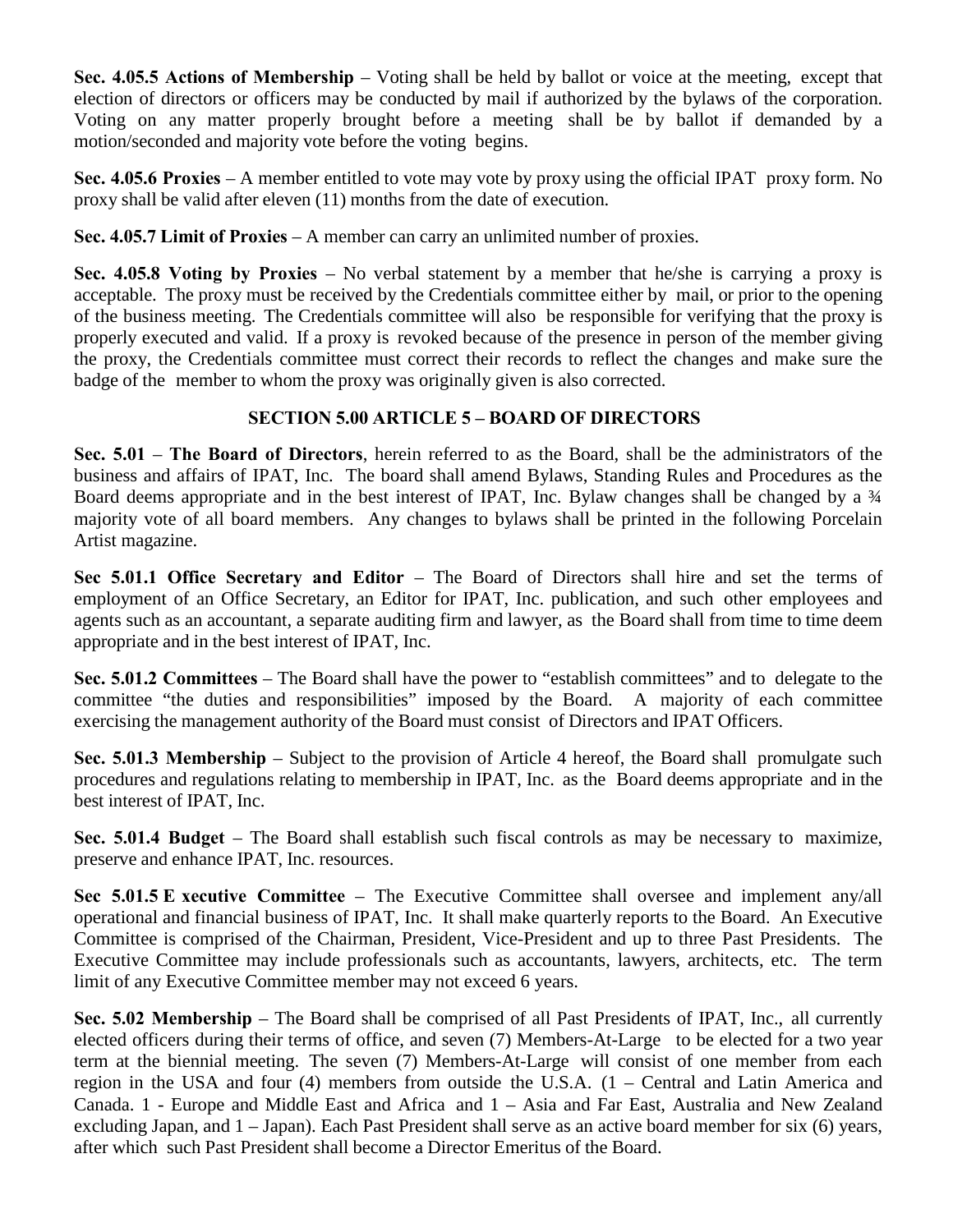**Sec. 4.05.5 Actions of Membership** – Voting shall be held by ballot or voice at the meeting, except that election of directors or officers may be conducted by mail if authorized by the bylaws of the corporation. Voting on any matter properly brought before a meeting shall be by ballot if demanded by a motion/seconded and majority vote before the voting begins.

**Sec. 4.05.6 Proxies** – A member entitled to vote may vote by proxy using the official IPAT proxy form. No proxy shall be valid after eleven (11) months from the date of execution.

**Sec. 4.05.7 Limit of Proxies** – A member can carry an unlimited number of proxies.

**Sec. 4.05.8 Voting by Proxies** – No verbal statement by a member that he/she is carrying a proxy is acceptable. The proxy must be received by the Credentials committee either by mail, or prior to the opening of the business meeting. The Credentials committee will also be responsible for verifying that the proxy is properly executed and valid. If a proxy is revoked because of the presence in person of the member giving the proxy, the Credentials committee must correct their records to reflect the changes and make sure the badge of the member to whom the proxy was originally given is also corrected.

## SECTION 5.00 ARTICLE 5 – BOARD OF DIRECTORS

**Sec. 5.01** – **The Board of Directors**, herein referred to as the Board, shall be the administrators of the business and affairs of IPAT, Inc. The board shall amend Bylaws, Standing Rules and Procedures as the Board deems appropriate and in the best interest of IPAT, Inc. Bylaw changes shall be changed by a ¾ majority vote of all board members. Any changes to bylaws shall be printed in the following Porcelain Artist magazine.

**Sec 5.01.1 Office Secretary and Editor** – The Board of Directors shall hire and set the terms of employment of an Office Secretary, an Editor for IPAT, Inc. publication, and such other employees and agents such as an accountant, a separate auditing firm and lawyer, as the Board shall from time to time deem appropriate and in the best interest of IPAT, Inc.

**Sec. 5.01.2 Committees** – The Board shall have the power to "establish committees" and to delegate to the committee "the duties and responsibilities" imposed by the Board. A majority of each committee exercising the management authority of the Board must consist of Directors and IPAT Officers.

**Sec. 5.01.3 Membership** – Subject to the provision of Article 4 hereof, the Board shall promulgate such procedures and regulations relating to membership in IPAT, Inc. as the Board deems appropriate and in the best interest of IPAT, Inc.

**Sec. 5.01.4 Budget** – The Board shall establish such fiscal controls as may be necessary to maximize, preserve and enhance IPAT, Inc. resources.

**Sec 5.01.5 E xecutive Committee** – The Executive Committee shall oversee and implement any/all operational and financial business of IPAT, Inc. It shall make quarterly reports to the Board. An Executive Committee is comprised of the Chairman, President, Vice-President and up to three Past Presidents. The Executive Committee may include professionals such as accountants, lawyers, architects, etc. The term limit of any Executive Committee member may not exceed 6 years.

**Sec. 5.02 Membership** – The Board shall be comprised of all Past Presidents of IPAT, Inc., all currently elected officers during their terms of office, and seven (7) Members-At-Large to be elected for a two year term at the biennial meeting. The seven (7) Members-At-Large will consist of one member from each region in the USA and four (4) members from outside the U.S.A. (1 – Central and Latin America and Canada. 1 - Europe and Middle East and Africa and 1 – Asia and Far East, Australia and New Zealand excluding Japan, and 1 – Japan). Each Past President shall serve as an active board member for six (6) years, after which such Past President shall become a Director Emeritus of the Board.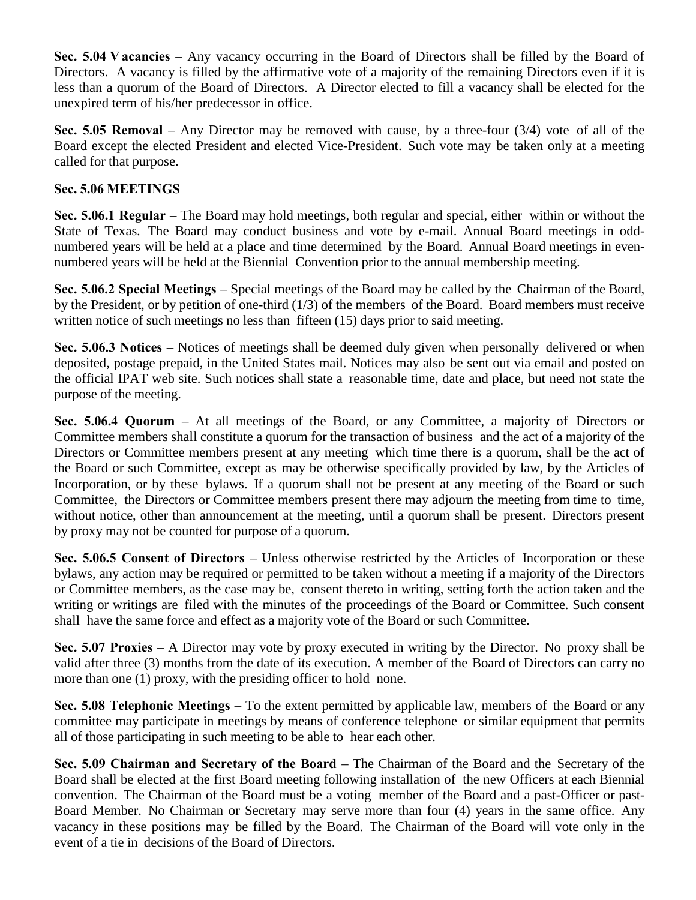**Sec. 5.04 Vacancies** – Any vacancy occurring in the Board of Directors shall be filled by the Board of Directors. A vacancy is filled by the affirmative vote of a majority of the remaining Directors even if it is less than a quorum of the Board of Directors. A Director elected to fill a vacancy shall be elected for the unexpired term of his/her predecessor in office.

**Sec. 5.05 Removal** – Any Director may be removed with cause, by a three-four (3/4) vote of all of the Board except the elected President and elected Vice-President. Such vote may be taken only at a meeting called for that purpose.

**Sec. 5.06 MEETINGS**

**Sec. 5.06.1 Regular** – The Board may hold meetings, both regular and special, either within or without the State of Texas. The Board may conduct business and vote by e-mail. Annual Board meetings in odd-numbered years will be held at a place and time determined by the Board. Annual Board meetings in even-numbered years will be held at the Biennial Convention prior to the annual membership meeting.

**Sec. 5.06.2 Special Meetings** – Special meetings of the Board may be called by the Chairman of the Board, by the President, or by petition of one-third (1/3) of the members of the Board. Board members must receive written notice of such meetings no less than fifteen (15) days prior to said meeting.

**Sec. 5.06.3 Notices** – Notices of meetings shall be deemed duly given when personally delivered or when deposited, postage prepaid, in the United States mail. Notices may also be sent out via email and posted on the official IPAT web site. Such notices shall state a reasonable time, date and place, but need not state the purpose of the meeting.

**Sec. 5.06.4 Quorum** – At all meetings of the Board, or any Committee, a majority of Directors or Committee members shall constitute a quorum for the transaction of business and the act of a majority of the Directors or Committee members present at any meeting which time there is a quorum, shall be the act of the Board or such Committee, except as may be otherwise specifically provided by law, by the Articles of Incorporation, or by these bylaws. If a quorum shall not be present at any meeting of the Board or such Committee, the Directors or Committee members present there may adjourn the meeting from time to time, without notice, other than announcement at the meeting, until a quorum shall be present. Directors present by proxy may not be counted for purpose of a quorum.

**Sec. 5.06.5 Consent of Directors** – Unless otherwise restricted by the Articles of Incorporation or these bylaws, any action may be required or permitted to be taken without a meeting if a majority of the Directors or Committee members, as the case may be, consent thereto in writing, setting forth the action taken and the writing or writings are filed with the minutes of the proceedings of the Board or Committee. Such consent shall have the same force and effect as a majority vote of the Board or such Committee.

**Sec. 5.07 Proxies** – A Director may vote by proxy executed in writing by the Director. No proxy shall be valid after three (3) months from the date of its execution. A member of the Board of Directors can carry no more than one (1) proxy, with the presiding officer to hold none.

**Sec. 5.08 Telephonic Meetings** – To the extent permitted by applicable law, members of the Board or any committee may participate in meetings by means of conference telephone or similar equipment that permits all of those participating in such meeting to be able to hear each other.

**Sec. 5.09 Chairman and Secretary of the Board** – The Chairman of the Board and the Secretary of the Board shall be elected at the first Board meeting following installation of the new Officers at each Biennial convention. The Chairman of the Board must be a voting member of the Board and a past-Officer or past-Board Member. No Chairman or Secretary may serve more than four (4) years in the same office. Any vacancy in these positions may be filled by the Board. The Chairman of the Board will vote only in the event of a tie in decisions of the Board of Directors.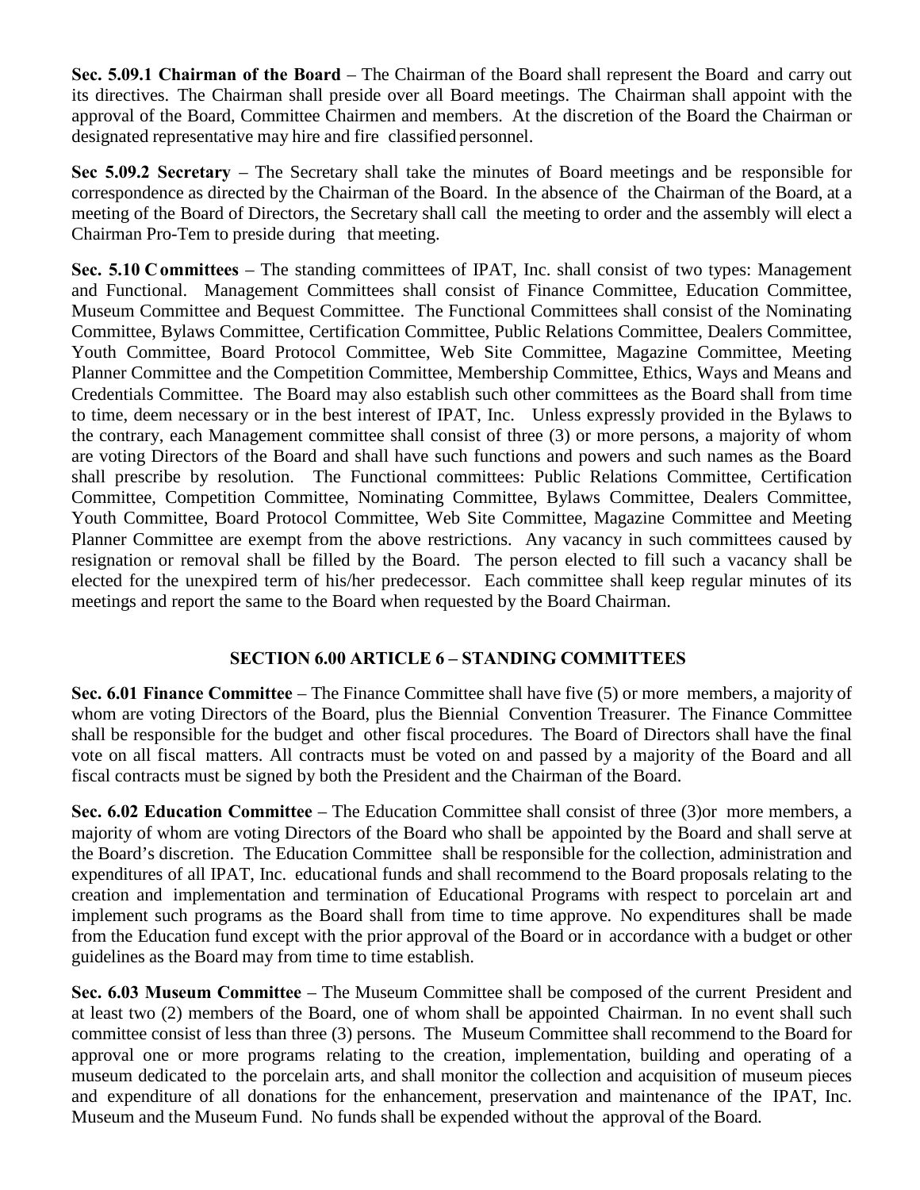**Sec. 5.09.1 Chairman of the Board** – The Chairman of the Board shall represent the Board and carry out its directives. The Chairman shall preside over all Board meetings. The Chairman shall appoint with the approval of the Board, Committee Chairmen and members. At the discretion of the Board the Chairman or designated representative may hire and fire classified personnel.

**Sec 5.09.2 Secretary** – The Secretary shall take the minutes of Board meetings and be responsible for correspondence as directed by the Chairman of the Board. In the absence of the Chairman of the Board, at a meeting of the Board of Directors, the Secretary shall call the meeting to order and the assembly will elect a Chairman Pro-Tem to preside during that meeting.

**Sec. 5.10 Committees** – The standing committees of IPAT, Inc. shall consist of two types: Management and Functional. Management Committees shall consist of Finance Committee, Education Committee, Museum Committee and Bequest Committee. The Functional Committees shall consist of the Nominating Committee, Bylaws Committee, Certification Committee, Public Relations Committee, Dealers Committee, Youth Committee, Board Protocol Committee, Web Site Committee, Magazine Committee, Meeting Planner Committee and the Competition Committee, Membership Committee, Ethics, Ways and Means and Credentials Committee. The Board may also establish such other committees as the Board shall from time to time, deem necessary or in the best interest of IPAT, Inc. Unless expressly provided in the Bylaws to the contrary, each Management committee shall consist of three (3) or more persons, a majority of whom are voting Directors of the Board and shall have such functions and powers and such names as the Board shall prescribe by resolution. The Functional committees: Public Relations Committee, Certification Committee, Competition Committee, Nominating Committee, Bylaws Committee, Dealers Committee, Youth Committee, Board Protocol Committee, Web Site Committee, Magazine Committee and Meeting Planner Committee are exempt from the above restrictions. Any vacancy in such committees caused by resignation or removal shall be filled by the Board. The person elected to fill such a vacancy shall be elected for the unexpired term of his/her predecessor. Each committee shall keep regular minutes of its meetings and report the same to the Board when requested by the Board Chairman.

## SECTION 6.00 ARTICLE 6 – STANDING COMMITTEES

**Sec. 6.01 Finance Committee** – The Finance Committee shall have five (5) or more members, a majority of whom are voting Directors of the Board, plus the Biennial Convention Treasurer. The Finance Committee shall be responsible for the budget and other fiscal procedures. The Board of Directors shall have the final vote on all fiscal matters. All contracts must be voted on and passed by a majority of the Board and all fiscal contracts must be signed by both the President and the Chairman of the Board.

**Sec. 6.02 Education Committee** – The Education Committee shall consist of three (3)or more members, a majority of whom are voting Directors of the Board who shall be appointed by the Board and shall serve at the Board's discretion. The Education Committee shall be responsible for the collection, administration and expenditures of all IPAT, Inc. educational funds and shall recommend to the Board proposals relating to the creation and implementation and termination of Educational Programs with respect to porcelain art and implement such programs as the Board shall from time to time approve. No expenditures shall be made from the Education fund except with the prior approval of the Board or in accordance with a budget or other guidelines as the Board may from time to time establish.

**Sec. 6.03 Museum Committee** – The Museum Committee shall be composed of the current President and at least two (2) members of the Board, one of whom shall be appointed Chairman. In no event shall such committee consist of less than three (3) persons. The Museum Committee shall recommend to the Board for approval one or more programs relating to the creation, implementation, building and operating of a museum dedicated to the porcelain arts, and shall monitor the collection and acquisition of museum pieces and expenditure of all donations for the enhancement, preservation and maintenance of the IPAT, Inc. Museum and the Museum Fund. No funds shall be expended without the approval of the Board.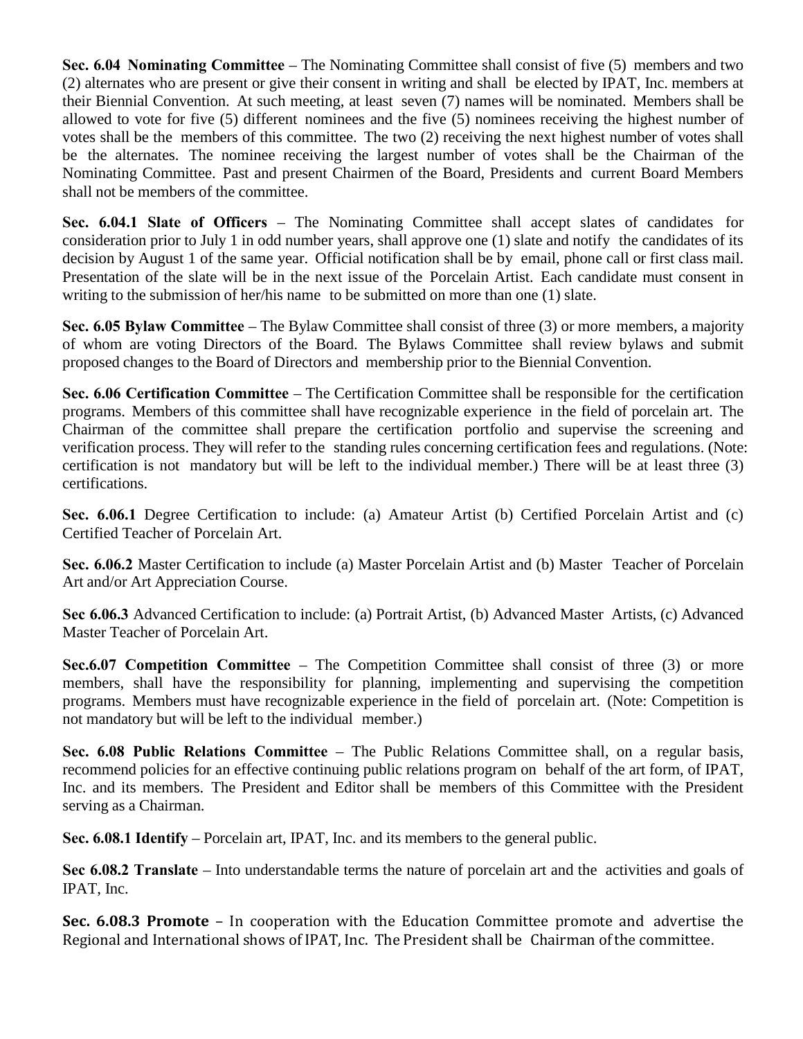**Sec. 6.04 Nominating Committee** – The Nominating Committee shall consist of five (5) members and two (2) alternates who are present or give their consent in writing and shall be elected by IPAT, Inc. members at their Biennial Convention. At such meeting, at least seven (7) names will be nominated. Members shall be allowed to vote for five (5) different nominees and the five (5) nominees receiving the highest number of votes shall be the members of this committee. The two (2) receiving the next highest number of votes shall be the alternates. The nominee receiving the largest number of votes shall be the Chairman of the Nominating Committee. Past and present Chairmen of the Board, Presidents and current Board Members shall not be members of the committee.

**Sec. 6.04.1 Slate of Officers** – The Nominating Committee shall accept slates of candidates for consideration prior to July 1 in odd number years, shall approve one (1) slate and notify the candidates of its decision by August 1 of the same year. Official notification shall be by email, phone call or first class mail. Presentation of the slate will be in the next issue of the Porcelain Artist. Each candidate must consent in writing to the submission of her/his name to be submitted on more than one (1) slate.

**Sec. 6.05 Bylaw Committee** – The Bylaw Committee shall consist of three (3) or more members, a majority of whom are voting Directors of the Board. The Bylaws Committee shall review bylaws and submit proposed changes to the Board of Directors and membership prior to the Biennial Convention.

**Sec. 6.06 Certification Committee** – The Certification Committee shall be responsible for the certification programs. Members of this committee shall have recognizable experience in the field of porcelain art. The Chairman of the committee shall prepare the certification portfolio and supervise the screening and verification process. They will refer to the standing rules concerning certification fees and regulations. (Note: certification is not mandatory but will be left to the individual member.) There will be at least three (3) certifications.

**Sec. 6.06.1** Degree Certification to include: (a) Amateur Artist (b) Certified Porcelain Artist and (c) Certified Teacher of Porcelain Art.

**Sec. 6.06.2** Master Certification to include (a) Master Porcelain Artist and (b) Master Teacher of Porcelain Art and/or Art Appreciation Course.

**Sec 6.06.3** Advanced Certification to include: (a) Portrait Artist, (b) Advanced Master Artists, (c) Advanced Master Teacher of Porcelain Art.

**Sec.6.07 Competition Committee** – The Competition Committee shall consist of three (3) or more members, shall have the responsibility for planning, implementing and supervising the competition programs. Members must have recognizable experience in the field of porcelain art. (Note: Competition is not mandatory but will be left to the individual member.)

**Sec. 6.08 Public Relations Committee** – The Public Relations Committee shall, on a regular basis, recommend policies for an effective continuing public relations program on behalf of the art form, of IPAT, Inc. and its members. The President and Editor shall be members of this Committee with the President serving as a Chairman.

**Sec. 6.08.1 Identify** – Porcelain art, IPAT, Inc. and its members to the general public.

**Sec 6.08.2 Translate** – Into understandable terms the nature of porcelain art and the activities and goals of IPAT, Inc.

**Sec. 6.08.3 Promote** – In cooperation with the Education Committee promote and advertise the Regional and International shows of IPAT, Inc. The President shall be Chairman of the committee.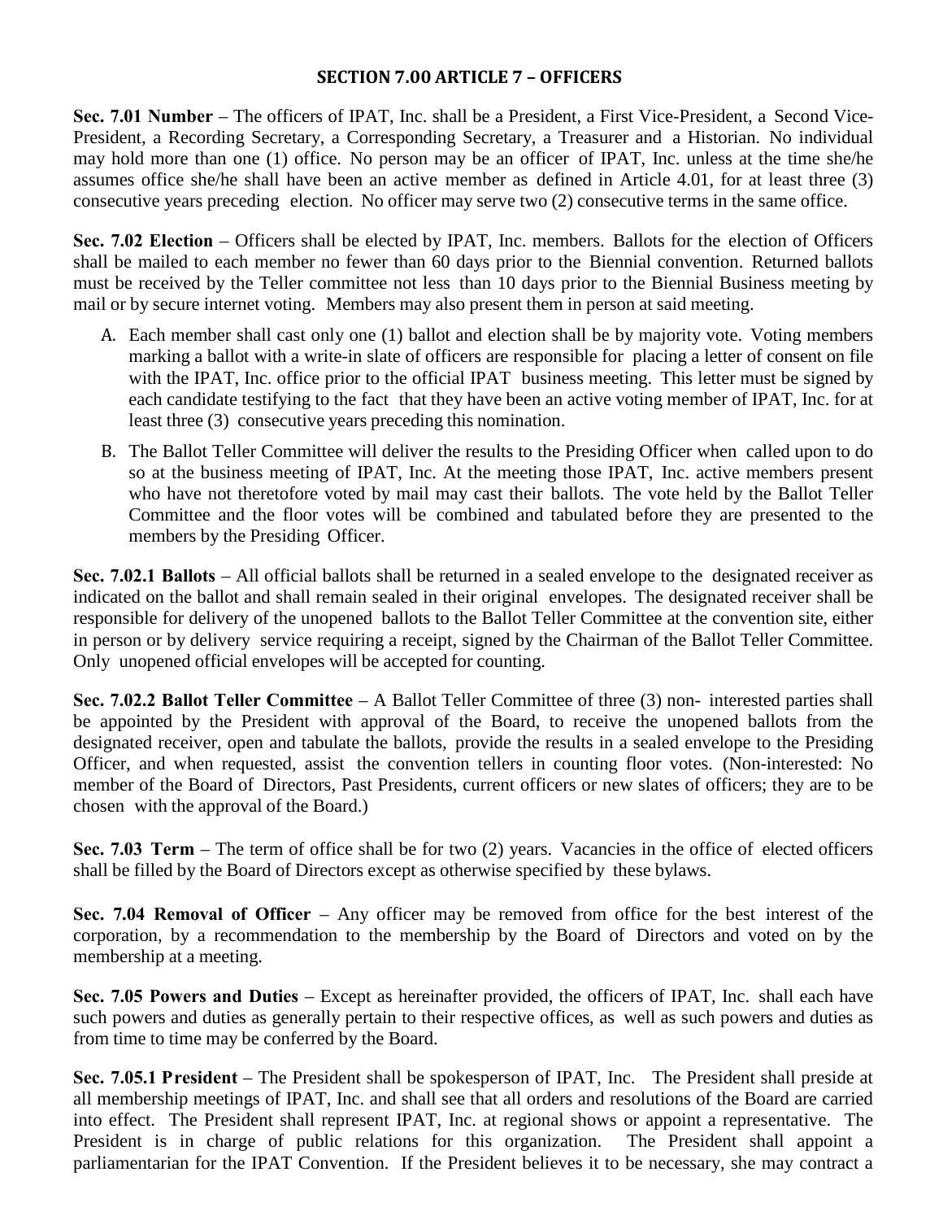## SECTION 7.00 ARTICLE 7 – OFFICERS

**Sec. 7.01 Number** – The officers of IPAT, Inc. shall be a President, a First Vice-President, a Second Vice-President, a Recording Secretary, a Corresponding Secretary, a Treasurer and a Historian. No individual may hold more than one (1) office. No person may be an officer of IPAT, Inc. unless at the time she/he assumes office she/he shall have been an active member as defined in Article 4.01, for at least three (3) consecutive years preceding election. No officer may serve two (2) consecutive terms in the same office.

**Sec. 7.02 Election** – Officers shall be elected by IPAT, Inc. members. Ballots for the election of Officers shall be mailed to each member no fewer than 60 days prior to the Biennial convention. Returned ballots must be received by the Teller committee not less than 10 days prior to the Biennial Business meeting by mail or by secure internet voting. Members may also present them in person at said meeting.

A. Each member shall cast only one (1) ballot and election shall be by majority vote. Voting members marking a ballot with a write-in slate of officers are responsible for placing a letter of consent on file with the IPAT, Inc. office prior to the official IPAT business meeting. This letter must be signed by each candidate testifying to the fact that they have been an active voting member of IPAT, Inc. for at least three (3) consecutive years preceding this nomination.

B. The Ballot Teller Committee will deliver the results to the Presiding Officer when called upon to do so at the business meeting of IPAT, Inc. At the meeting those IPAT, Inc. active members present who have not theretofore voted by mail may cast their ballots. The vote held by the Ballot Teller Committee and the floor votes will be combined and tabulated before they are presented to the members by the Presiding Officer.

**Sec. 7.02.1 Ballots** – All official ballots shall be returned in a sealed envelope to the designated receiver as indicated on the ballot and shall remain sealed in their original envelopes. The designated receiver shall be responsible for delivery of the unopened ballots to the Ballot Teller Committee at the convention site, either in person or by delivery service requiring a receipt, signed by the Chairman of the Ballot Teller Committee. Only unopened official envelopes will be accepted for counting.

**Sec. 7.02.2 Ballot Teller Committee** – A Ballot Teller Committee of three (3) non- interested parties shall be appointed by the President with approval of the Board, to receive the unopened ballots from the designated receiver, open and tabulate the ballots, provide the results in a sealed envelope to the Presiding Officer, and when requested, assist the convention tellers in counting floor votes. (Non-interested: No member of the Board of Directors, Past Presidents, current officers or new slates of officers; they are to be chosen with the approval of the Board.)

**Sec. 7.03 Term** – The term of office shall be for two (2) years. Vacancies in the office of elected officers shall be filled by the Board of Directors except as otherwise specified by these bylaws.

**Sec. 7.04 Removal of Officer** – Any officer may be removed from office for the best interest of the corporation, by a recommendation to the membership by the Board of Directors and voted on by the membership at a meeting.

**Sec. 7.05 Powers and Duties** – Except as hereinafter provided, the officers of IPAT, Inc. shall each have such powers and duties as generally pertain to their respective offices, as well as such powers and duties as from time to time may be conferred by the Board.

**Sec. 7.05.1 President** – The President shall be spokesperson of IPAT, Inc. The President shall preside at all membership meetings of IPAT, Inc. and shall see that all orders and resolutions of the Board are carried into effect. The President shall represent IPAT, Inc. at regional shows or appoint a representative. The President is in charge of public relations for this organization. The President shall appoint a parliamentarian for the IPAT Convention. If the President believes it to be necessary, she may contract a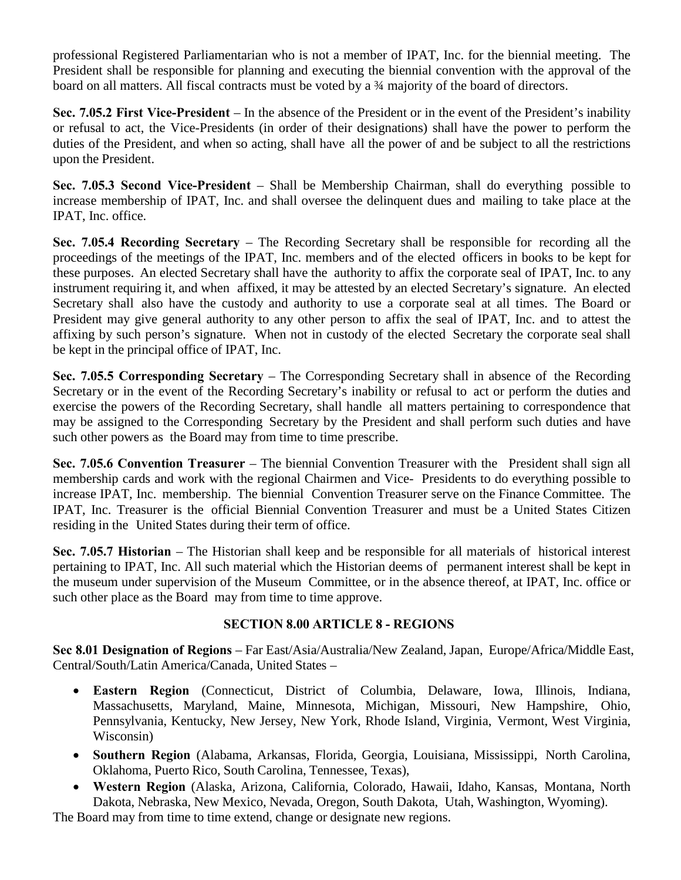professional Registered Parliamentarian who is not a member of IPAT, Inc. for the biennial meeting. The President shall be responsible for planning and executing the biennial convention with the approval of the board on all matters. All fiscal contracts must be voted by a ¾ majority of the board of directors.

**Sec. 7.05.2 First Vice-President** – In the absence of the President or in the event of the President's inability or refusal to act, the Vice-Presidents (in order of their designations) shall have the power to perform the duties of the President, and when so acting, shall have all the power of and be subject to all the restrictions upon the President.

**Sec. 7.05.3 Second Vice-President** – Shall be Membership Chairman, shall do everything possible to increase membership of IPAT, Inc. and shall oversee the delinquent dues and mailing to take place at the IPAT, Inc. office.

**Sec. 7.05.4 Recording Secretary** – The Recording Secretary shall be responsible for recording all the proceedings of the meetings of the IPAT, Inc. members and of the elected officers in books to be kept for these purposes. An elected Secretary shall have the authority to affix the corporate seal of IPAT, Inc. to any instrument requiring it, and when affixed, it may be attested by an elected Secretary's signature. An elected Secretary shall also have the custody and authority to use a corporate seal at all times. The Board or President may give general authority to any other person to affix the seal of IPAT, Inc. and to attest the affixing by such person's signature. When not in custody of the elected Secretary the corporate seal shall be kept in the principal office of IPAT, Inc.

**Sec. 7.05.5 Corresponding Secretary** – The Corresponding Secretary shall in absence of the Recording Secretary or in the event of the Recording Secretary's inability or refusal to act or perform the duties and exercise the powers of the Recording Secretary, shall handle all matters pertaining to correspondence that may be assigned to the Corresponding Secretary by the President and shall perform such duties and have such other powers as the Board may from time to time prescribe.

**Sec. 7.05.6 Convention Treasurer** – The biennial Convention Treasurer with the President shall sign all membership cards and work with the regional Chairmen and Vice- Presidents to do everything possible to increase IPAT, Inc. membership. The biennial Convention Treasurer serve on the Finance Committee. The IPAT, Inc. Treasurer is the official Biennial Convention Treasurer and must be a United States Citizen residing in the United States during their term of office.

**Sec. 7.05.7 Historian** – The Historian shall keep and be responsible for all materials of historical interest pertaining to IPAT, Inc. All such material which the Historian deems of permanent interest shall be kept in the museum under supervision of the Museum Committee, or in the absence thereof, at IPAT, Inc. office or such other place as the Board may from time to time approve.

## SECTION 8.00 ARTICLE 8 - REGIONS

**Sec 8.01 Designation of Regions** – Far East/Asia/Australia/New Zealand, Japan, Europe/Africa/Middle East, Central/South/Latin America/Canada, United States –

- **Eastern Region** (Connecticut, District of Columbia, Delaware, Iowa, Illinois, Indiana, Massachusetts, Maryland, Maine, Minnesota, Michigan, Missouri, New Hampshire, Ohio, Pennsylvania, Kentucky, New Jersey, New York, Rhode Island, Virginia, Vermont, West Virginia, Wisconsin)
- **Southern Region** (Alabama, Arkansas, Florida, Georgia, Louisiana, Mississippi, North Carolina, Oklahoma, Puerto Rico, South Carolina, Tennessee, Texas),
- **Western Region** (Alaska, Arizona, California, Colorado, Hawaii, Idaho, Kansas, Montana, North Dakota, Nebraska, New Mexico, Nevada, Oregon, South Dakota, Utah, Washington, Wyoming).

The Board may from time to time extend, change or designate new regions.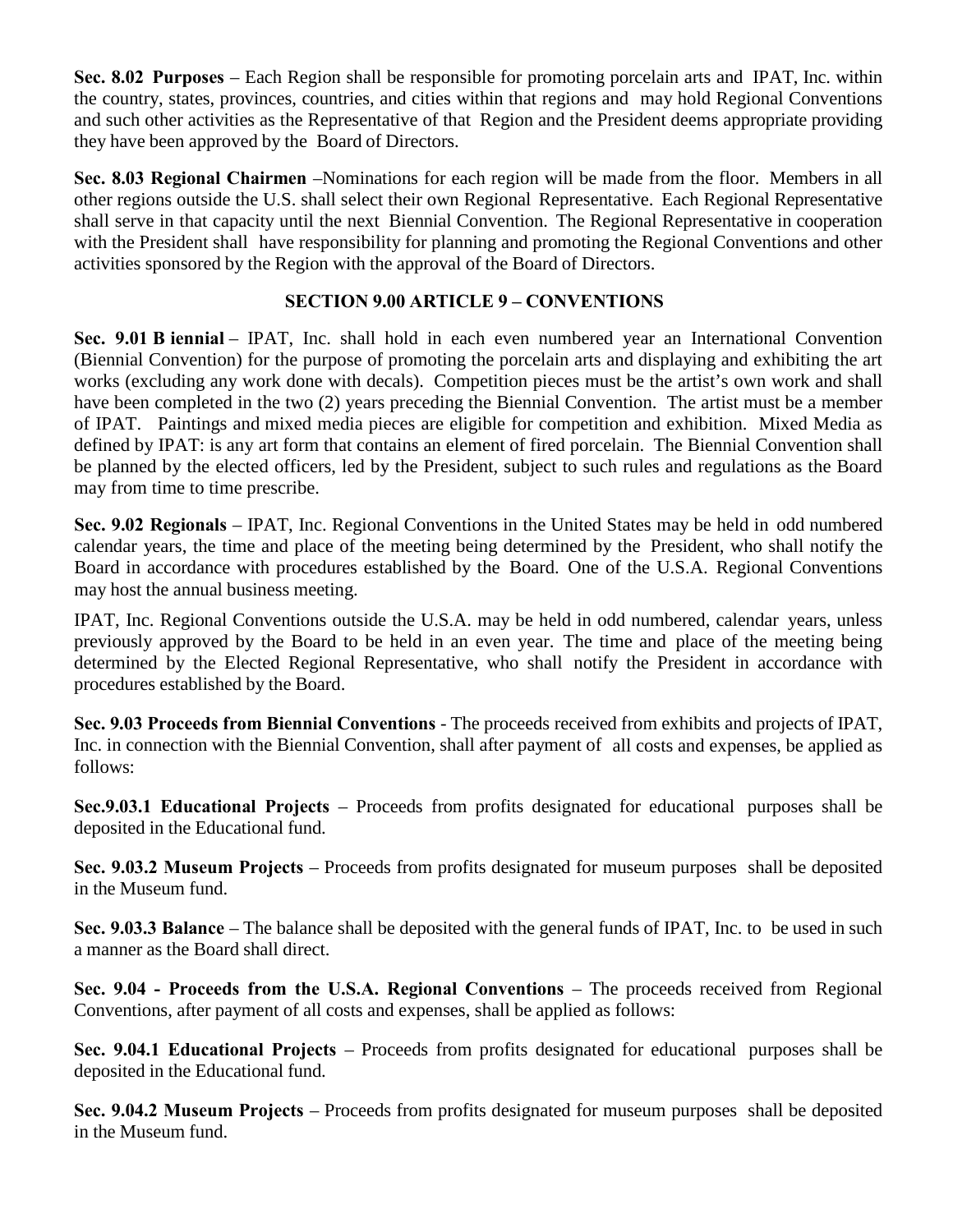**Sec. 8.02 Purposes** – Each Region shall be responsible for promoting porcelain arts and IPAT, Inc. within the country, states, provinces, countries, and cities within that regions and may hold Regional Conventions and such other activities as the Representative of that Region and the President deems appropriate providing they have been approved by the Board of Directors.

**Sec. 8.03 Regional Chairmen** –Nominations for each region will be made from the floor. Members in all other regions outside the U.S. shall select their own Regional Representative. Each Regional Representative shall serve in that capacity until the next Biennial Convention. The Regional Representative in cooperation with the President shall have responsibility for planning and promoting the Regional Conventions and other activities sponsored by the Region with the approval of the Board of Directors.

## SECTION 9.00 ARTICLE 9 – CONVENTIONS

**Sec. 9.01 B iennial** – IPAT, Inc. shall hold in each even numbered year an International Convention (Biennial Convention) for the purpose of promoting the porcelain arts and displaying and exhibiting the art works (excluding any work done with decals). Competition pieces must be the artist's own work and shall have been completed in the two (2) years preceding the Biennial Convention. The artist must be a member of IPAT. Paintings and mixed media pieces are eligible for competition and exhibition. Mixed Media as defined by IPAT: is any art form that contains an element of fired porcelain. The Biennial Convention shall be planned by the elected officers, led by the President, subject to such rules and regulations as the Board may from time to time prescribe.

**Sec. 9.02 Regionals** – IPAT, Inc. Regional Conventions in the United States may be held in odd numbered calendar years, the time and place of the meeting being determined by the President, who shall notify the Board in accordance with procedures established by the Board. One of the U.S.A. Regional Conventions may host the annual business meeting.

IPAT, Inc. Regional Conventions outside the U.S.A. may be held in odd numbered, calendar years, unless previously approved by the Board to be held in an even year. The time and place of the meeting being determined by the Elected Regional Representative, who shall notify the President in accordance with procedures established by the Board.

**Sec. 9.03 Proceeds from Biennial Conventions** - The proceeds received from exhibits and projects of IPAT, Inc. in connection with the Biennial Convention, shall after payment of all costs and expenses, be applied as follows:

**Sec.9.03.1 Educational Projects** – Proceeds from profits designated for educational purposes shall be deposited in the Educational fund.

**Sec. 9.03.2 Museum Projects** – Proceeds from profits designated for museum purposes shall be deposited in the Museum fund.

**Sec. 9.03.3 Balance** – The balance shall be deposited with the general funds of IPAT, Inc. to be used in such a manner as the Board shall direct.

**Sec. 9.04 - Proceeds from the U.S.A. Regional Conventions** – The proceeds received from Regional Conventions, after payment of all costs and expenses, shall be applied as follows:

**Sec. 9.04.1 Educational Projects** – Proceeds from profits designated for educational purposes shall be deposited in the Educational fund.

**Sec. 9.04.2 Museum Projects** – Proceeds from profits designated for museum purposes shall be deposited in the Museum fund.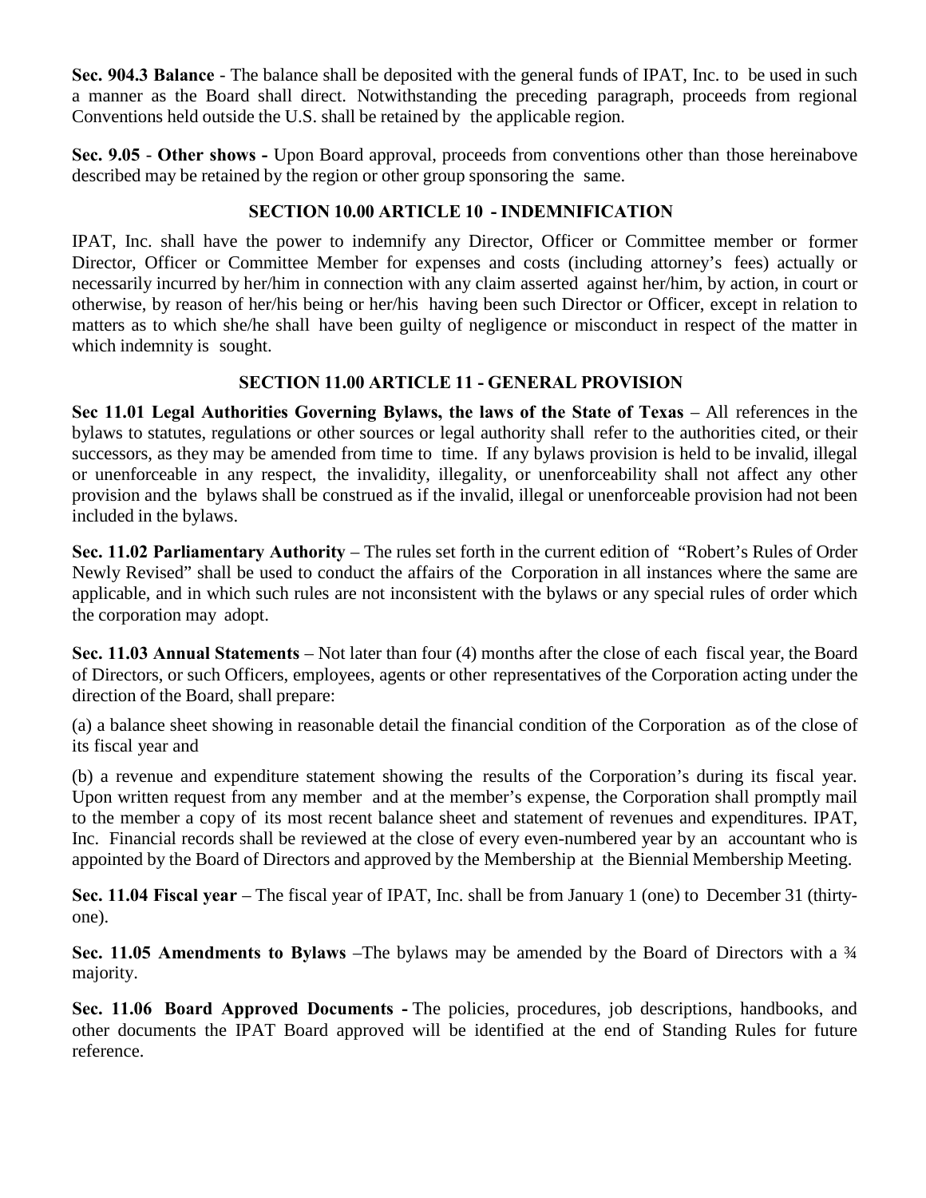**Sec. 904.3 Balance** - The balance shall be deposited with the general funds of IPAT, Inc. to be used in such a manner as the Board shall direct. Notwithstanding the preceding paragraph, proceeds from regional Conventions held outside the U.S. shall be retained by the applicable region.

**Sec. 9.05** - **Other shows -** Upon Board approval, proceeds from conventions other than those hereinabove described may be retained by the region or other group sponsoring the same.

## SECTION 10.00 ARTICLE 10 - INDEMNIFICATION

IPAT, Inc. shall have the power to indemnify any Director, Officer or Committee member or former Director, Officer or Committee Member for expenses and costs (including attorney's fees) actually or necessarily incurred by her/him in connection with any claim asserted against her/him, by action, in court or otherwise, by reason of her/his being or her/his having been such Director or Officer, except in relation to matters as to which she/he shall have been guilty of negligence or misconduct in respect of the matter in which indemnity is sought.

## SECTION 11.00 ARTICLE 11 - GENERAL PROVISION

**Sec 11.01 Legal Authorities Governing Bylaws, the laws of the State of Texas** – All references in the bylaws to statutes, regulations or other sources or legal authority shall refer to the authorities cited, or their successors, as they may be amended from time to time. If any bylaws provision is held to be invalid, illegal or unenforceable in any respect, the invalidity, illegality, or unenforceability shall not affect any other provision and the bylaws shall be construed as if the invalid, illegal or unenforceable provision had not been included in the bylaws.

**Sec. 11.02 Parliamentary Authority** – The rules set forth in the current edition of "Robert's Rules of Order Newly Revised" shall be used to conduct the affairs of the Corporation in all instances where the same are applicable, and in which such rules are not inconsistent with the bylaws or any special rules of order which the corporation may adopt.

**Sec. 11.03 Annual Statements** – Not later than four (4) months after the close of each fiscal year, the Board of Directors, or such Officers, employees, agents or other representatives of the Corporation acting under the direction of the Board, shall prepare:

(a) a balance sheet showing in reasonable detail the financial condition of the Corporation as of the close of its fiscal year and

(b) a revenue and expenditure statement showing the results of the Corporation's during its fiscal year. Upon written request from any member and at the member's expense, the Corporation shall promptly mail to the member a copy of its most recent balance sheet and statement of revenues and expenditures. IPAT, Inc. Financial records shall be reviewed at the close of every even-numbered year by an accountant who is appointed by the Board of Directors and approved by the Membership at the Biennial Membership Meeting.

**Sec. 11.04 Fiscal year** – The fiscal year of IPAT, Inc. shall be from January 1 (one) to December 31 (thirty-one).

**Sec. 11.05 Amendments to Bylaws** –The bylaws may be amended by the Board of Directors with a ¾ majority.

**Sec. 11.06 Board Approved Documents -** The policies, procedures, job descriptions, handbooks, and other documents the IPAT Board approved will be identified at the end of Standing Rules for future reference.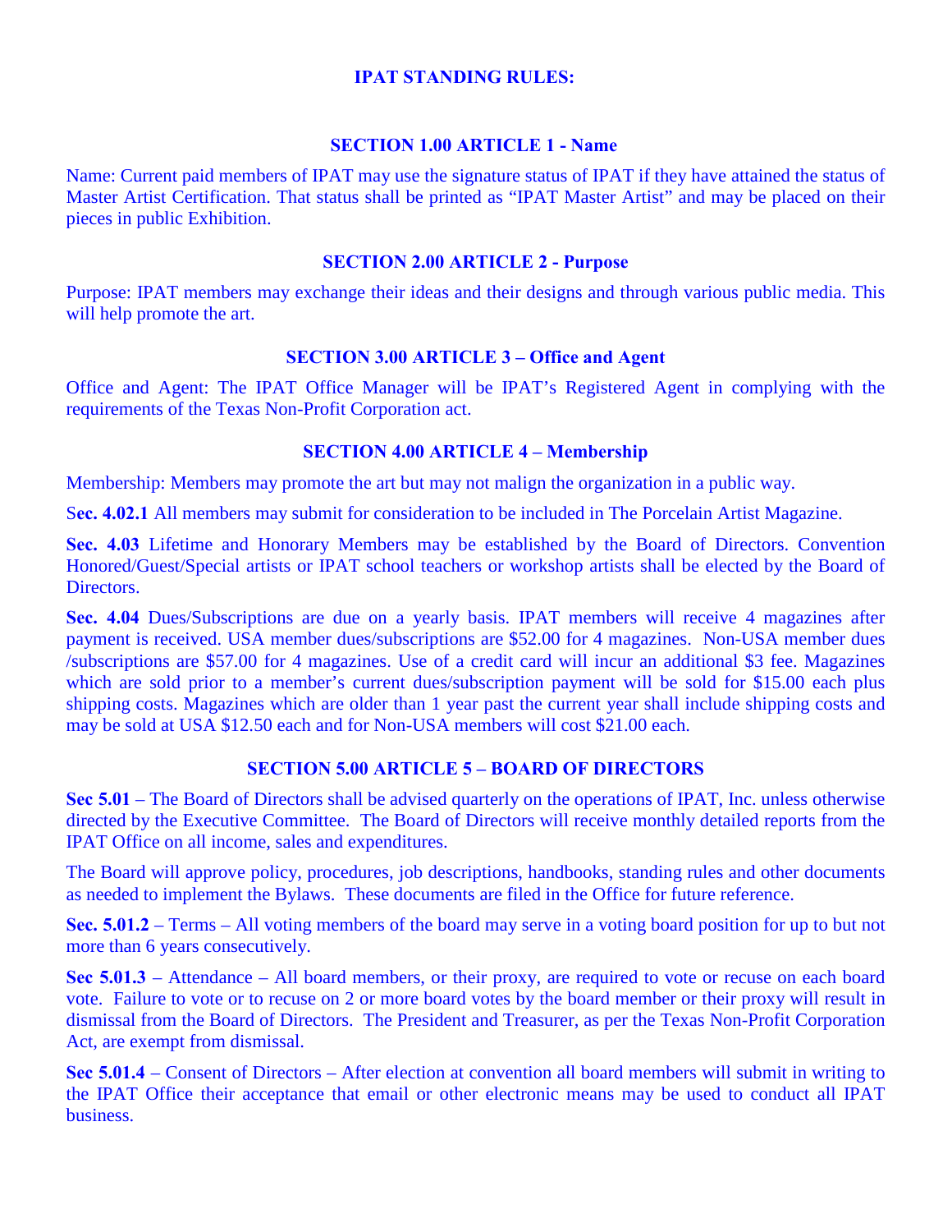# IPAT STANDING RULES:

## SECTION 1.00 ARTICLE 1 - Name

Name: Current paid members of IPAT may use the signature status of IPAT if they have attained the status of Master Artist Certification. That status shall be printed as "IPAT Master Artist" and may be placed on their pieces in public Exhibition.

## SECTION 2.00 ARTICLE 2 - Purpose

Purpose: IPAT members may exchange their ideas and their designs and through various public media. This will help promote the art.

## SECTION 3.00 ARTICLE 3 – Office and Agent

Office and Agent: The IPAT Office Manager will be IPAT's Registered Agent in complying with the requirements of the Texas Non-Profit Corporation act.

## SECTION 4.00 ARTICLE 4 – Membership

Membership: Members may promote the art but may not malign the organization in a public way.

**Sec. 4.02.1** All members may submit for consideration to be included in The Porcelain Artist Magazine.

**Sec. 4.03** Lifetime and Honorary Members may be established by the Board of Directors. Convention Honored/Guest/Special artists or IPAT school teachers or workshop artists shall be elected by the Board of Directors.

**Sec. 4.04** Dues/Subscriptions are due on a yearly basis. IPAT members will receive 4 magazines after payment is received. USA member dues/subscriptions are $52.00 for 4 magazines. Non-USA member dues /subscriptions are $57.00 for 4 magazines. Use of a credit card will incur an additional $3 fee. Magazines which are sold prior to a member's current dues/subscription payment will be sold for $15.00 each plus shipping costs. Magazines which are older than 1 year past the current year shall include shipping costs and may be sold at USA $12.50 each and for Non-USA members will cost $21.00 each.

## SECTION 5.00 ARTICLE 5 – BOARD OF DIRECTORS

**Sec 5.01** – The Board of Directors shall be advised quarterly on the operations of IPAT, Inc. unless otherwise directed by the Executive Committee. The Board of Directors will receive monthly detailed reports from the IPAT Office on all income, sales and expenditures.

The Board will approve policy, procedures, job descriptions, handbooks, standing rules and other documents as needed to implement the Bylaws. These documents are filed in the Office for future reference.

**Sec. 5.01.2** – Terms – All voting members of the board may serve in a voting board position for up to but not more than 6 years consecutively.

**Sec 5.01.3** – Attendance – All board members, or their proxy, are required to vote or recuse on each board vote. Failure to vote or to recuse on 2 or more board votes by the board member or their proxy will result in dismissal from the Board of Directors. The President and Treasurer, as per the Texas Non-Profit Corporation Act, are exempt from dismissal.

**Sec 5.01.4** – Consent of Directors – After election at convention all board members will submit in writing to the IPAT Office their acceptance that email or other electronic means may be used to conduct all IPAT business.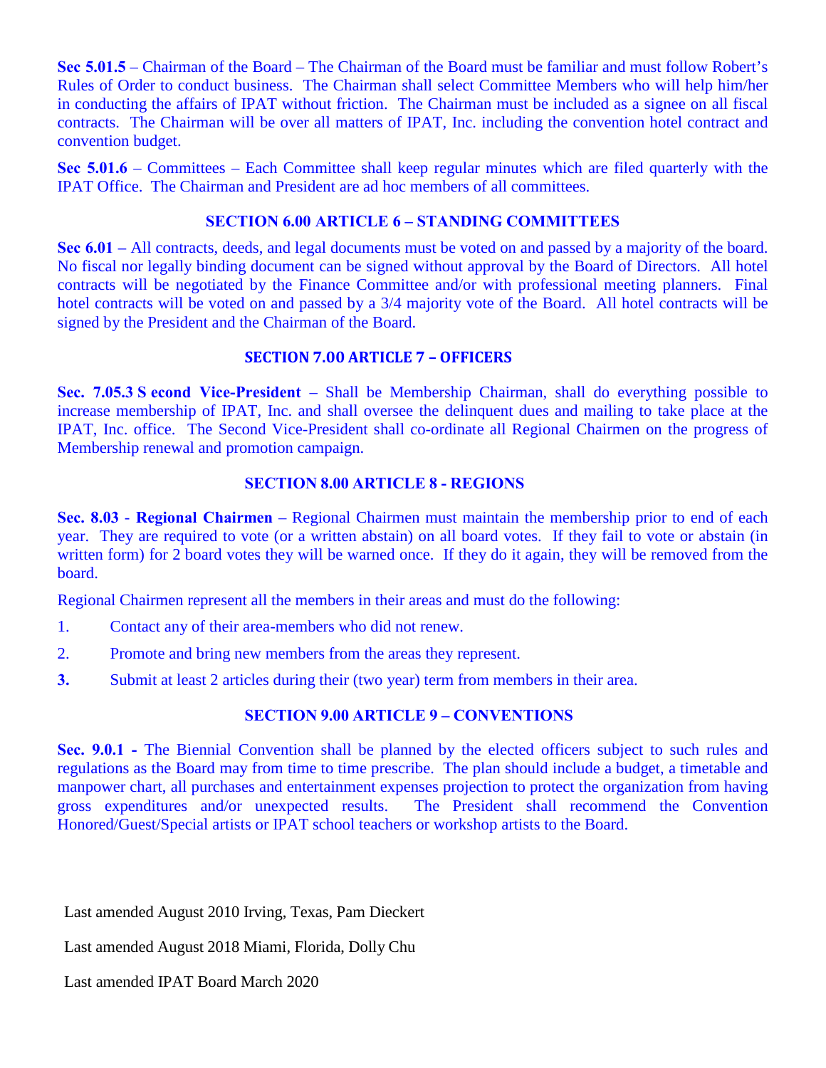**Sec 5.01.5** – Chairman of the Board – The Chairman of the Board must be familiar and must follow Robert's Rules of Order to conduct business. The Chairman shall select Committee Members who will help him/her in conducting the affairs of IPAT without friction. The Chairman must be included as a signee on all fiscal contracts. The Chairman will be over all matters of IPAT, Inc. including the convention hotel contract and convention budget.

**Sec 5.01.6** – Committees – Each Committee shall keep regular minutes which are filed quarterly with the IPAT Office. The Chairman and President are ad hoc members of all committees.

## SECTION 6.00 ARTICLE 6 – STANDING COMMITTEES

**Sec 6.01 –** All contracts, deeds, and legal documents must be voted on and passed by a majority of the board. No fiscal nor legally binding document can be signed without approval by the Board of Directors. All hotel contracts will be negotiated by the Finance Committee and/or with professional meeting planners. Final hotel contracts will be voted on and passed by a 3/4 majority vote of the Board. All hotel contracts will be signed by the President and the Chairman of the Board.

## SECTION 7.00 ARTICLE 7 – OFFICERS

**Sec. 7.05.3 S econd Vice-President** – Shall be Membership Chairman, shall do everything possible to increase membership of IPAT, Inc. and shall oversee the delinquent dues and mailing to take place at the IPAT, Inc. office. The Second Vice-President shall co-ordinate all Regional Chairmen on the progress of Membership renewal and promotion campaign.

## SECTION 8.00 ARTICLE 8 - REGIONS

**Sec. 8.03** - **Regional Chairmen** – Regional Chairmen must maintain the membership prior to end of each year. They are required to vote (or a written abstain) on all board votes. If they fail to vote or abstain (in written form) for 2 board votes they will be warned once. If they do it again, they will be removed from the board.

Regional Chairmen represent all the members in their areas and must do the following:

1. Contact any of their area-members who did not renew.
2. Promote and bring new members from the areas they represent.
3. Submit at least 2 articles during their (two year) term from members in their area.

## SECTION 9.00 ARTICLE 9 – CONVENTIONS

**Sec. 9.0.1 -** The Biennial Convention shall be planned by the elected officers subject to such rules and regulations as the Board may from time to time prescribe. The plan should include a budget, a timetable and manpower chart, all purchases and entertainment expenses projection to protect the organization from having gross expenditures and/or unexpected results. The President shall recommend the Convention Honored/Guest/Special artists or IPAT school teachers or workshop artists to the Board.

Last amended August 2010 Irving, Texas, Pam Dieckert

Last amended August 2018 Miami, Florida, Dolly Chu

Last amended IPAT Board March 2020